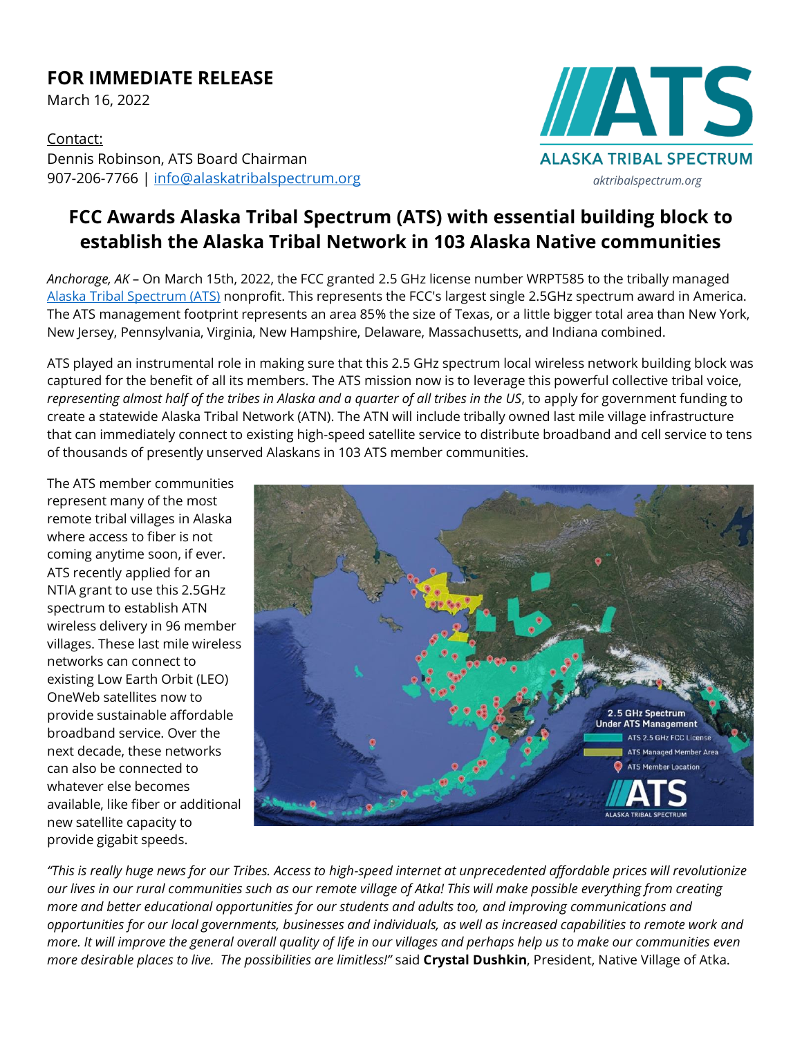**FOR IMMEDIATE RELEASE**
March 16, 2022

Contact:
Dennis Robinson, ATS Board Chairman
907-206-7766 | info@alaskatribalspectrum.org

ALASKA TRIBAL SPECTRUM
aktribalspectrum.org

# FCC Awards Alaska Tribal Spectrum (ATS) with essential building block to establish the Alaska Tribal Network in 103 Alaska Native communities

*Anchorage, AK* – On March 15th, 2022, the FCC granted 2.5 GHz license number WRPT585 to the tribally managed Alaska Tribal Spectrum (ATS) nonprofit. This represents the FCC's largest single 2.5GHz spectrum award in America. The ATS management footprint represents an area 85% the size of Texas, or a little bigger total area than New York, New Jersey, Pennsylvania, Virginia, New Hampshire, Delaware, Massachusetts, and Indiana combined.

ATS played an instrumental role in making sure that this 2.5 GHz spectrum local wireless network building block was captured for the benefit of all its members. The ATS mission now is to leverage this powerful collective tribal voice, *representing almost half of the tribes in Alaska and a quarter of all tribes in the US*, to apply for government funding to create a statewide Alaska Tribal Network (ATN). The ATN will include tribally owned last mile village infrastructure that can immediately connect to existing high-speed satellite service to distribute broadband and cell service to tens of thousands of presently unserved Alaskans in 103 ATS member communities.

The ATS member communities represent many of the most remote tribal villages in Alaska where access to fiber is not coming anytime soon, if ever. ATS recently applied for an NTIA grant to use this 2.5GHz spectrum to establish ATN wireless delivery in 96 member villages. These last mile wireless networks can connect to existing Low Earth Orbit (LEO) OneWeb satellites now to provide sustainable affordable broadband service. Over the next decade, these networks can also be connected to whatever else becomes available, like fiber or additional new satellite capacity to provide gigabit speeds.

*"This is really huge news for our Tribes. Access to high-speed internet at unprecedented affordable prices will revolutionize our lives in our rural communities such as our remote village of Atka! This will make possible everything from creating more and better educational opportunities for our students and adults too, and improving communications and opportunities for our local governments, businesses and individuals, as well as increased capabilities to remote work and more. It will improve the general overall quality of life in our villages and perhaps help us to make our communities even more desirable places to live. The possibilities are limitless!"* said **Crystal Dushkin**, President, Native Village of Atka.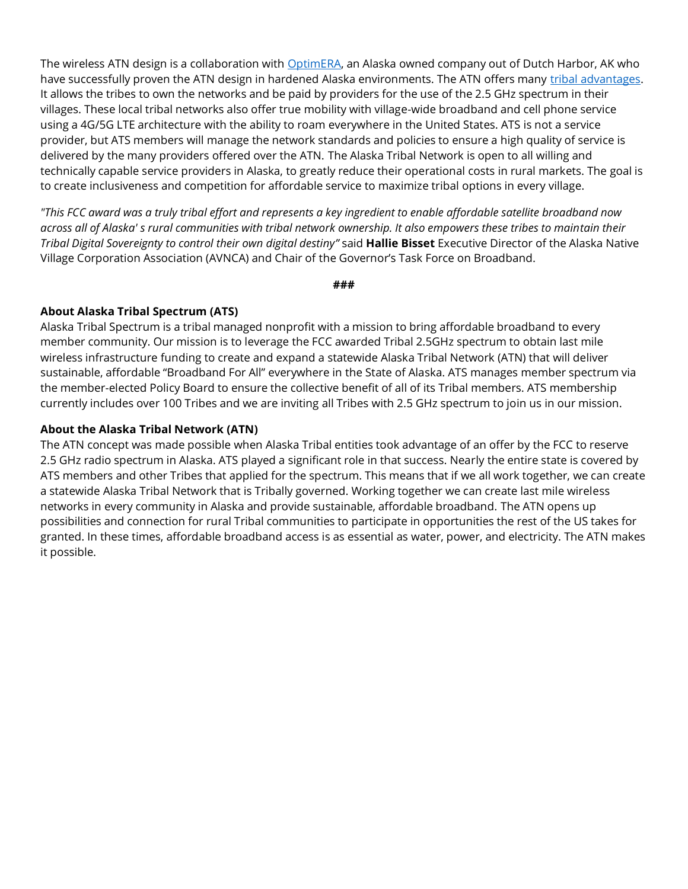The wireless ATN design is a collaboration with [OptimERA](), an Alaska owned company out of Dutch Harbor, AK who have successfully proven the ATN design in hardened Alaska environments. The ATN offers many [tribal advantages](). It allows the tribes to own the networks and be paid by providers for the use of the 2.5 GHz spectrum in their villages. These local tribal networks also offer true mobility with village-wide broadband and cell phone service using a 4G/5G LTE architecture with the ability to roam everywhere in the United States. ATS is not a service provider, but ATS members will manage the network standards and policies to ensure a high quality of service is delivered by the many providers offered over the ATN. The Alaska Tribal Network is open to all willing and technically capable service providers in Alaska, to greatly reduce their operational costs in rural markets. The goal is to create inclusiveness and competition for affordable service to maximize tribal options in every village.

*"This FCC award was a truly tribal effort and represents a key ingredient to enable affordable satellite broadband now across all of Alaska' s rural communities with tribal network ownership. It also empowers these tribes to maintain their Tribal Digital Sovereignty to control their own digital destiny"* said **Hallie Bisset** Executive Director of the Alaska Native Village Corporation Association (AVNCA) and Chair of the Governor's Task Force on Broadband.

**###**

**About Alaska Tribal Spectrum (ATS)**

Alaska Tribal Spectrum is a tribal managed nonprofit with a mission to bring affordable broadband to every member community. Our mission is to leverage the FCC awarded Tribal 2.5GHz spectrum to obtain last mile wireless infrastructure funding to create and expand a statewide Alaska Tribal Network (ATN) that will deliver sustainable, affordable "Broadband For All" everywhere in the State of Alaska. ATS manages member spectrum via the member-elected Policy Board to ensure the collective benefit of all of its Tribal members. ATS membership currently includes over 100 Tribes and we are inviting all Tribes with 2.5 GHz spectrum to join us in our mission.

**About the Alaska Tribal Network (ATN)**

The ATN concept was made possible when Alaska Tribal entities took advantage of an offer by the FCC to reserve 2.5 GHz radio spectrum in Alaska. ATS played a significant role in that success. Nearly the entire state is covered by ATS members and other Tribes that applied for the spectrum. This means that if we all work together, we can create a statewide Alaska Tribal Network that is Tribally governed. Working together we can create last mile wireless networks in every community in Alaska and provide sustainable, affordable broadband. The ATN opens up possibilities and connection for rural Tribal communities to participate in opportunities the rest of the US takes for granted. In these times, affordable broadband access is as essential as water, power, and electricity. The ATN makes it possible.